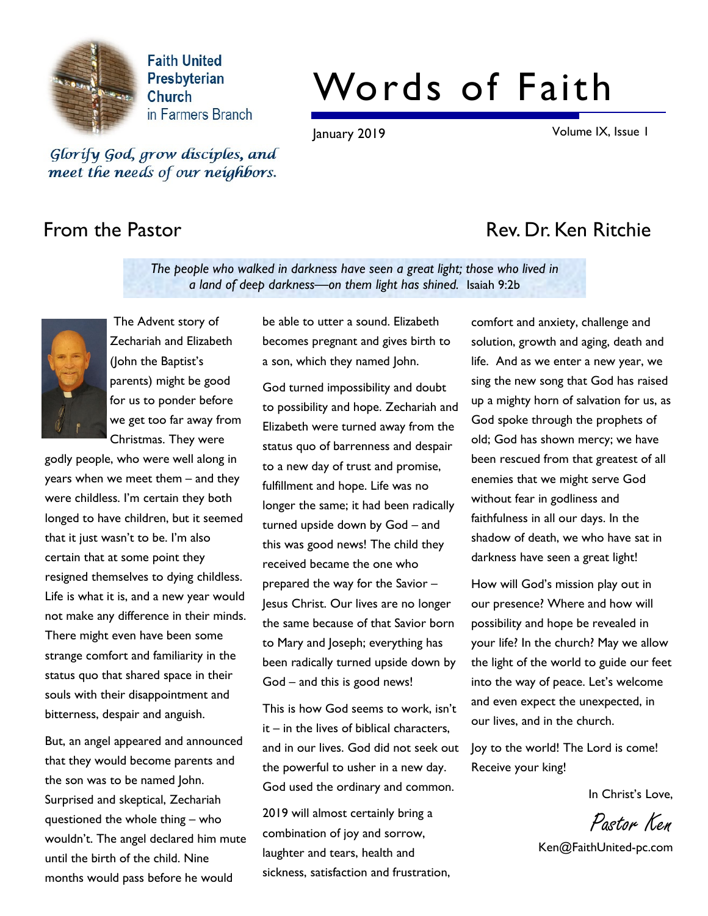Faith United Presbyterian Church in Farmers Branch

*Glorify God, grow disciples, and meet the needs of our neighbors.*

# Words of Faith

January 2019

Volume IX, Issue 1

## From the Pastor

Rev. Dr. Ken Ritchie

*The people who walked in darkness have seen a great light; those who lived in a land of deep darkness—on them light has shined.* Isaiah 9:2b

The Advent story of Zechariah and Elizabeth (John the Baptist's parents) might be good for us to ponder before we get too far away from Christmas. They were godly people, who were well along in years when we meet them – and they were childless. I'm certain they both longed to have children, but it seemed that it just wasn't to be. I'm also certain that at some point they resigned themselves to dying childless. Life is what it is, and a new year would not make any difference in their minds. There might even have been some strange comfort and familiarity in the status quo that shared space in their souls with their disappointment and bitterness, despair and anguish.

But, an angel appeared and announced that they would become parents and the son was to be named John. Surprised and skeptical, Zechariah questioned the whole thing – who wouldn't. The angel declared him mute until the birth of the child. Nine months would pass before he would be able to utter a sound. Elizabeth becomes pregnant and gives birth to a son, which they named John.

God turned impossibility and doubt to possibility and hope. Zechariah and Elizabeth were turned away from the status quo of barrenness and despair to a new day of trust and promise, fulfillment and hope. Life was no longer the same; it had been radically turned upside down by God – and this was good news! The child they received became the one who prepared the way for the Savior – Jesus Christ. Our lives are no longer the same because of that Savior born to Mary and Joseph; everything has been radically turned upside down by God – and this is good news!

This is how God seems to work, isn't it – in the lives of biblical characters, and in our lives. God did not seek out the powerful to usher in a new day. God used the ordinary and common.

2019 will almost certainly bring a combination of joy and sorrow, laughter and tears, health and sickness, satisfaction and frustration, comfort and anxiety, challenge and solution, growth and aging, death and life. And as we enter a new year, we sing the new song that God has raised up a mighty horn of salvation for us, as God spoke through the prophets of old; God has shown mercy; we have been rescued from that greatest of all enemies that we might serve God without fear in godliness and faithfulness in all our days. In the shadow of death, we who have sat in darkness have seen a great light!

How will God's mission play out in our presence? Where and how will possibility and hope be revealed in your life? In the church? May we allow the light of the world to guide our feet into the way of peace. Let's welcome and even expect the unexpected, in our lives, and in the church.

Joy to the world! The Lord is come! Receive your king!

In Christ's Love,

Pastor Ken

Ken@FaithUnited-pc.com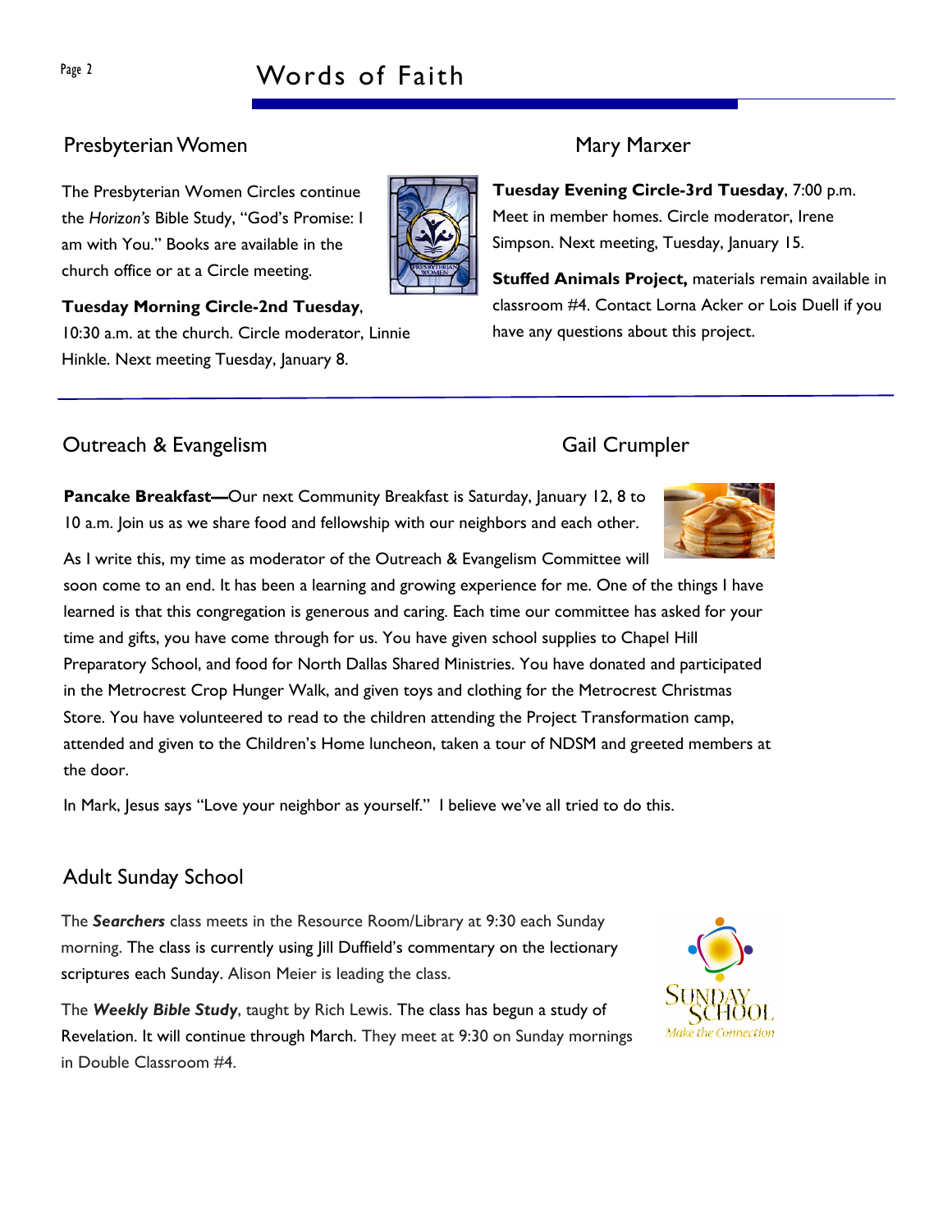## Presbyterian Women

### Mary Marxer

The Presbyterian Women Circles continue the *Horizon's* Bible Study, "God's Promise: I am with You." Books are available in the church office or at a Circle meeting.

**Tuesday Morning Circle-2nd Tuesday**, 10:30 a.m. at the church. Circle moderator, Linnie Hinkle. Next meeting Tuesday, January 8.

**Tuesday Evening Circle-3rd Tuesday**, 7:00 p.m. Meet in member homes. Circle moderator, Irene Simpson. Next meeting, Tuesday, January 15.

**Stuffed Animals Project,** materials remain available in classroom #4. Contact Lorna Acker or Lois Duell if you have any questions about this project.

## Outreach & Evangelism

### Gail Crumpler

**Pancake Breakfast—**Our next Community Breakfast is Saturday, January 12, 8 to 10 a.m. Join us as we share food and fellowship with our neighbors and each other.

As I write this, my time as moderator of the Outreach & Evangelism Committee will soon come to an end. It has been a learning and growing experience for me. One of the things I have learned is that this congregation is generous and caring. Each time our committee has asked for your time and gifts, you have come through for us. You have given school supplies to Chapel Hill Preparatory School, and food for North Dallas Shared Ministries. You have donated and participated in the Metrocrest Crop Hunger Walk, and given toys and clothing for the Metrocrest Christmas Store. You have volunteered to read to the children attending the Project Transformation camp, attended and given to the Children's Home luncheon, taken a tour of NDSM and greeted members at the door.

In Mark, Jesus says "Love your neighbor as yourself." I believe we've all tried to do this.

## Adult Sunday School

The ***Searchers*** class meets in the Resource Room/Library at 9:30 each Sunday morning. The class is currently using Jill Duffield's commentary on the lectionary scriptures each Sunday. Alison Meier is leading the class.

The ***Weekly Bible Study***, taught by Rich Lewis. The class has begun a study of Revelation. It will continue through March. They meet at 9:30 on Sunday mornings in Double Classroom #4.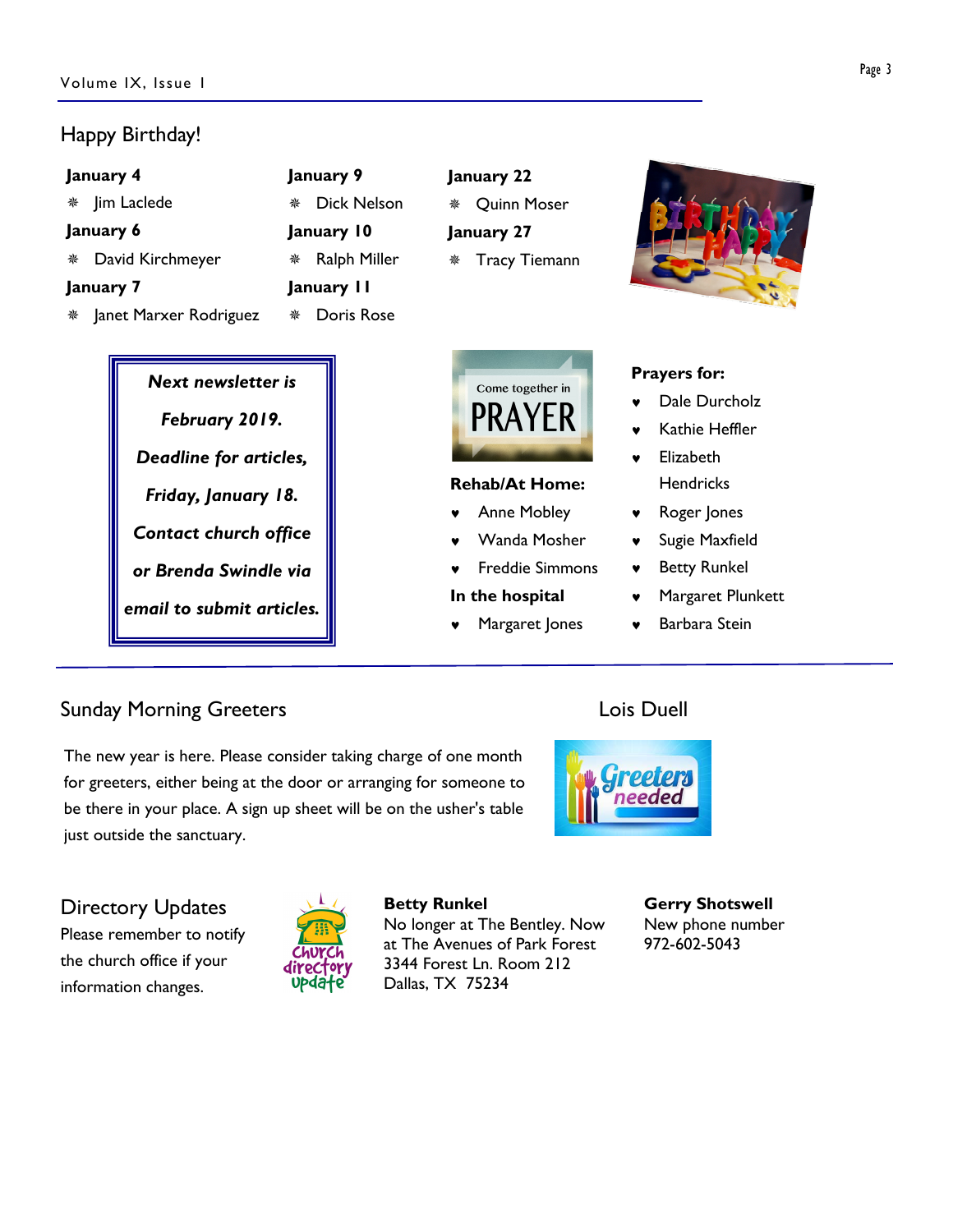## Happy Birthday!

**January 4**
- Jim Laclede

**January 6**
- David Kirchmeyer

**January 7**
- Janet Marxer Rodriguez

**January 9**
- Dick Nelson

**January 10**
- Ralph Miller

**January 11**
- Doris Rose

**January 22**
- Quinn Moser

**January 27**
- Tracy Tiemann

***Next newsletter is February 2019. Deadline for articles, Friday, January 18. Contact church office or Brenda Swindle via email to submit articles.***

**Rehab/At Home:**
- Anne Mobley
- Wanda Mosher
- Freddie Simmons

**In the hospital**
- Margaret Jones

**Prayers for:**
- Dale Durcholz
- Kathie Heffler
- Elizabeth Hendricks
- Roger Jones
- Sugie Maxfield
- Betty Runkel
- Margaret Plunkett
- Barbara Stein

## Sunday Morning Greeters

Lois Duell

The new year is here. Please consider taking charge of one month for greeters, either being at the door or arranging for someone to be there in your place. A sign up sheet will be on the usher's table just outside the sanctuary.

## Directory Updates

Please remember to notify the church office if your information changes.

**Betty Runkel**
No longer at The Bentley. Now at The Avenues of Park Forest
3344 Forest Ln. Room 212
Dallas, TX 75234

**Gerry Shotswell**
New phone number
972-602-5043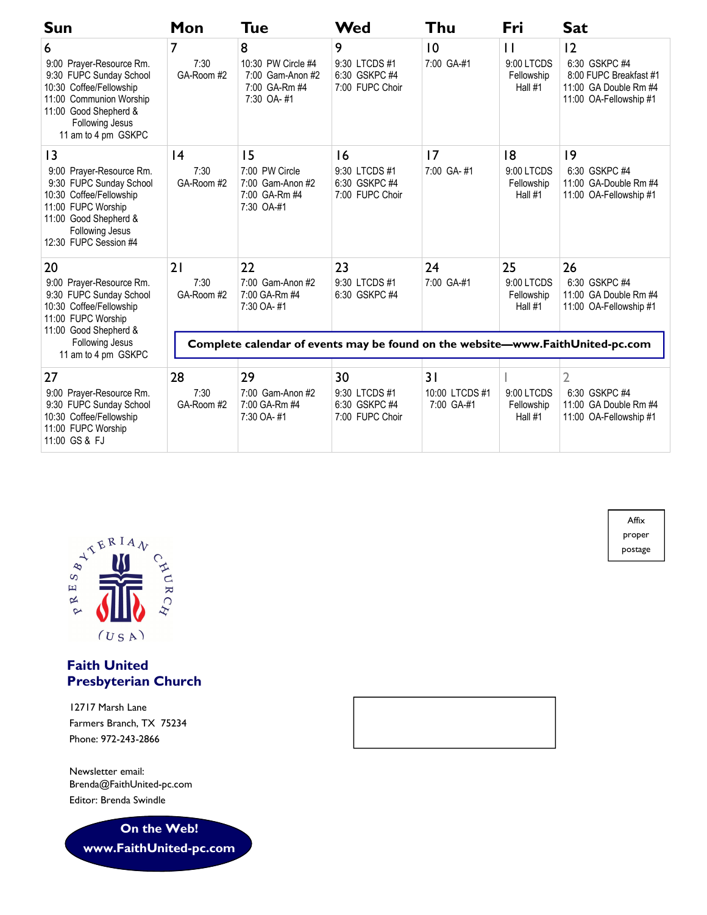| Sun | Mon | Tue | Wed | Thu | Fri | Sat |
|---|---|---|---|---|---|---|
| **6**<br>9:00 Prayer-Resource Rm.<br>9:30 FUPC Sunday School<br>10:30 Coffee/Fellowship<br>11:00 Communion Worship<br>11:00 Good Shepherd & Following Jesus<br>11 am to 4 pm GSKPC | **7**<br>7:30 GA-Room #2 | **8**<br>10:30 PW Circle #4<br>7:00 Gam-Anon #2<br>7:00 GA-Rm #4<br>7:30 OA- #1 | **9**<br>9:30 LTCDS #1<br>6:30 GSKPC #4<br>7:00 FUPC Choir | **10**<br>7:00 GA-#1 | **11**<br>9:00 LTCDS Fellowship Hall #1 | **12**<br>6:30 GSKPC #4<br>8:00 FUPC Breakfast #1<br>11:00 GA Double Rm #4<br>11:00 OA-Fellowship #1 |
| **13**<br>9:00 Prayer-Resource Rm.<br>9:30 FUPC Sunday School<br>10:30 Coffee/Fellowship<br>11:00 FUPC Worship<br>11:00 Good Shepherd & Following Jesus<br>12:30 FUPC Session #4 | **14**<br>7:30 GA-Room #2 | **15**<br>7:00 PW Circle<br>7:00 Gam-Anon #2<br>7:00 GA-Rm #4<br>7:30 OA-#1 | **16**<br>9:30 LTCDS #1<br>6:30 GSKPC #4<br>7:00 FUPC Choir | **17**<br>7:00 GA- #1 | **18**<br>9:00 LTCDS Fellowship Hall #1 | **19**<br>6:30 GSKPC #4<br>11:00 GA-Double Rm #4<br>11:00 OA-Fellowship #1 |
| **20**<br>9:00 Prayer-Resource Rm.<br>9:30 FUPC Sunday School<br>10:30 Coffee/Fellowship<br>11:00 FUPC Worship<br>11:00 Good Shepherd & Following Jesus<br>11 am to 4 pm GSKPC | **21**<br>7:30 GA-Room #2 | **22**<br>7:00 Gam-Anon #2<br>7:00 GA-Rm #4<br>7:30 OA- #1 | **23**<br>9:30 LTCDS #1<br>6:30 GSKPC #4 | **24**<br>7:00 GA-#1 | **25**<br>9:00 LTCDS Fellowship Hall #1 | **26**<br>6:30 GSKPC #4<br>11:00 GA Double Rm #4<br>11:00 OA-Fellowship #1 |
| **27**<br>9:00 Prayer-Resource Rm.<br>9:30 FUPC Sunday School<br>10:30 Coffee/Fellowship<br>11:00 FUPC Worship<br>11:00 GS & FJ | **28**<br>7:30 GA-Room #2 | **29**<br>7:00 Gam-Anon #2<br>7:00 GA-Rm #4<br>7:30 OA- #1 | **30**<br>9:30 LTCDS #1<br>6:30 GSKPC #4<br>7:00 FUPC Choir | **31**<br>10:00 LTCDS #1<br>7:00 GA-#1 | **1**<br>9:00 LTCDS Fellowship Hall #1 | **2**<br>6:30 GSKPC #4<br>11:00 GA Double Rm #4<br>11:00 OA-Fellowship #1 |

**Complete calendar of events may be found on the website—www.FaithUnited-pc.com**

Affix proper postage

PRESBYTERIAN CHURCH (USA)

**Faith United Presbyterian Church**

12717 Marsh Lane
Farmers Branch, TX 75234
Phone: 972-243-2866

Newsletter email:
Brenda@FaithUnited-pc.com
Editor: Brenda Swindle

**On the Web!**
**www.FaithUnited-pc.com**